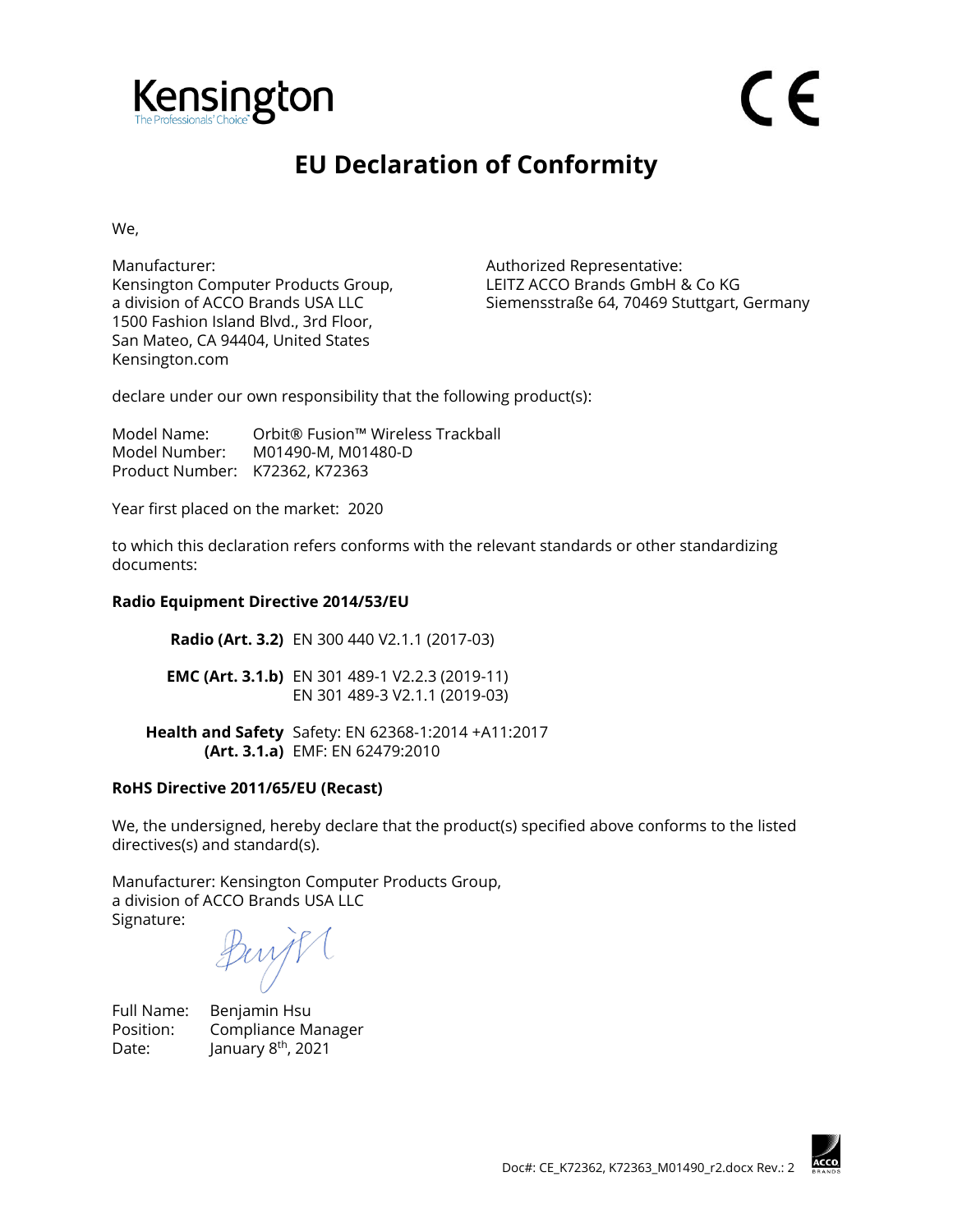Kensington

The Professionals' Choice

CE

# EU Declaration of Conformity

We,

Manufacturer:
Kensington Computer Products Group,
a division of ACCO Brands USA LLC
1500 Fashion Island Blvd., 3rd Floor,
San Mateo, CA 94404, United States
Kensington.com

Authorized Representative:
LEITZ ACCO Brands GmbH & Co KG
Siemensstraße 64, 70469 Stuttgart, Germany

declare under our own responsibility that the following product(s):

Model Name: Orbit® Fusion™ Wireless Trackball
Model Number: M01490-M, M01480-D
Product Number: K72362, K72363

Year first placed on the market: 2020

to which this declaration refers conforms with the relevant standards or other standardizing documents:

**Radio Equipment Directive 2014/53/EU**

**Radio (Art. 3.2)** EN 300 440 V2.1.1 (2017-03)

**EMC (Art. 3.1.b)** EN 301 489-1 V2.2.3 (2019-11)
EN 301 489-3 V2.1.1 (2019-03)

**Health and Safety (Art. 3.1.a)** Safety: EN 62368-1:2014 +A11:2017
EMF: EN 62479:2010

**RoHS Directive 2011/65/EU (Recast)**

We, the undersigned, hereby declare that the product(s) specified above conforms to the listed directives(s) and standard(s).

Manufacturer: Kensington Computer Products Group,
a division of ACCO Brands USA LLC
Signature:

Full Name: Benjamin Hsu
Position: Compliance Manager
Date: January 8th, 2021

Doc#: CE_K72362, K72363_M01490_r2.docx Rev.: 2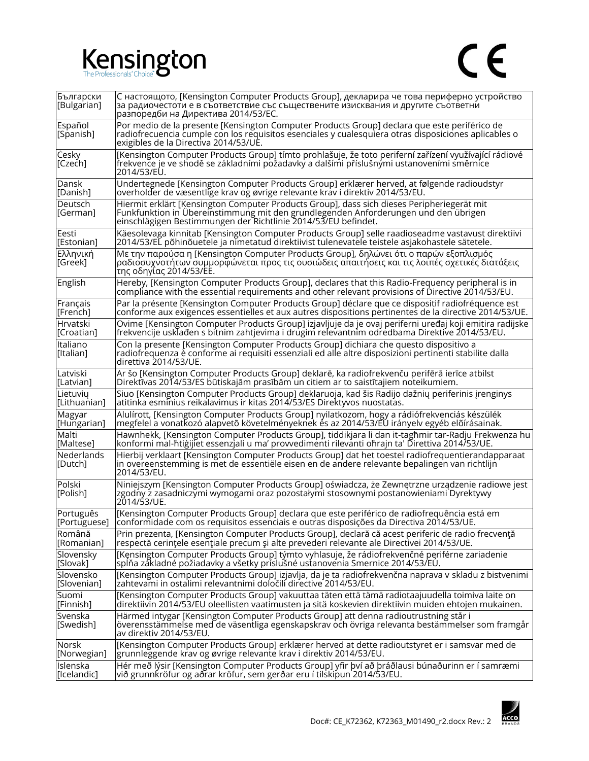Kensington
The Professionals' Choice™

CE

| | |
|---|---|
| Български [Bulgarian] | С настоящото, [Kensington Computer Products Group], декларира че това периферно устройство за радиочестоти е в съответствие със съществените изисквания и другите съответни разпоредби на Директива 2014/53/EC. |
| Español [Spanish] | Por medio de la presente [Kensington Computer Products Group] declara que este periférico de radiofrecuencia cumple con los requisitos esenciales y cualesquiera otras disposiciones aplicables o exigibles de la Directiva 2014/53/UE. |
| Česky [Czech] | [Kensington Computer Products Group] tímto prohlašuje, že toto periferní zařízení využívající rádiové frekvence je ve shodě se základními požadavky a dalšími příslušnými ustanoveními směrnice 2014/53/EU. |
| Dansk [Danish] | Undertegnede [Kensington Computer Products Group] erklærer herved, at følgende radioudstyr overholder de væsentlige krav og øvrige relevante krav i direktiv 2014/53/EU. |
| Deutsch [German] | Hiermit erklärt [Kensington Computer Products Group], dass sich dieses Peripheriegerät mit Funkfunktion in Übereinstimmung mit den grundlegenden Anforderungen und den übrigen einschlägigen Bestimmungen der Richtlinie 2014/53/EU befindet. |
| Eesti [Estonian] | Käesolevaga kinnitab [Kensington Computer Products Group] selle raadioseadme vastavust direktiivi 2014/53/EL põhinõuetele ja nimetatud direktiivist tulenevatele teistele asjakohastele sätetele. |
| Ελληνική [Greek] | Με την παρούσα η [Kensington Computer Products Group], δηλώνει ότι ο παρών εξοπλισμός ραδιοσυχνοτήτων συμμορφώνεται προς τις ουσιώδεις απαιτήσεις και τις λοιπές σχετικές διατάξεις της οδηγίας 2014/53/ΕΕ. |
| English | Hereby, [Kensington Computer Products Group], declares that this Radio-Frequency peripheral is in compliance with the essential requirements and other relevant provisions of Directive 2014/53/EU. |
| Français [French] | Par la présente [Kensington Computer Products Group] déclare que ce dispositif radiofréquence est conforme aux exigences essentielles et aux autres dispositions pertinentes de la directive 2014/53/UE. |
| Hrvatski [Croatian] | Ovime [Kensington Computer Products Group] izjavljuje da je ovaj periferni uređaj koji emitira radijske frekvencije usklađen s bitnim zahtjevima i drugim relevantnim odredbama Direktive 2014/53/EU. |
| Italiano [Italian] | Con la presente [Kensington Computer Products Group] dichiara che questo dispositivo a radiofrequenza è conforme ai requisiti essenziali ed alle altre disposizioni pertinenti stabilite dalla direttiva 2014/53/UE. |
| Latviski [Latvian] | Ar šo [Kensington Computer Products Group] deklarē, ka radiofrekvenču perifērā ierīce atbilst Direktīvas 2014/53/ES būtiskajām prasībām un citiem ar to saistītajiem noteikumiem. |
| Lietuvių [Lithuanian] | Siuo [Kensington Computer Products Group] deklaruoja, kad šis Radijo dažnių periferinis įrenginys atitinka esminius reikalavimus ir kitas 2014/53/ES Direktyvos nuostatas. |
| Magyar [Hungarian] | Alulírott, [Kensington Computer Products Group] nyilatkozom, hogy a rádiófrekvenciás készülék megfelel a vonatkozó alapvetõ követelményeknek és az 2014/53/EU irányelv egyéb elõírásainak. |
| Malti [Maltese] | Hawnhekk, [Kensington Computer Products Group], tiddikjara li dan it-tagħmir tar-Radju Frekwenza hu konformi mal-ħtiġijiet essenzjali u ma' provvedimenti rilevanti oħrajn ta' Direttiva 2014/53/UE. |
| Nederlands [Dutch] | Hierbij verklaart [Kensington Computer Products Group] dat het toestel radiofrequentierandapparaat in overeenstemming is met de essentiële eisen en de andere relevante bepalingen van richtlijn 2014/53/EU. |
| Polski [Polish] | Niniejszym [Kensington Computer Products Group] oświadcza, że Zewnętrzne urządzenie radiowe jest zgodny z zasadniczymi wymogami oraz pozostałymi stosownymi postanowieniami Dyrektywy 2014/53/UE. |
| Português [Portuguese] | [Kensington Computer Products Group] declara que este periférico de radiofrequência está em conformidade com os requisitos essenciais e outras disposições da Directiva 2014/53/UE. |
| Română [Romanian] | Prin prezenta, [Kensington Computer Products Group], declară că acest periferic de radio frecvenţă respectă cerinţele esenţiale precum şi alte prevederi relevante ale Directivei 2014/53/UE. |
| Slovensky [Slovak] | [Kensington Computer Products Group] týmto vyhlasuje, že rádiofrekvenčné periférne zariadenie spĺňa základné požiadavky a všetky príslušné ustanovenia Smernice 2014/53/EÚ. |
| Slovensko [Slovenian] | [Kensington Computer Products Group] izjavlja, da je ta radiofrekvenčna naprava v skladu z bistvenimi zahtevami in ostalimi relevantnimi določili direktive 2014/53/EU. |
| Suomi [Finnish] | [Kensington Computer Products Group] vakuuttaa täten että tämä radiotaajuudella toimiva laite on direktiivin 2014/53/EU oleellisten vaatimusten ja sitä koskevien direktiivin muiden ehtojen mukainen. |
| Svenska [Swedish] | Härmed intygar [Kensington Computer Products Group] att denna radioutrustning står i överensstämmelse med de väsentliga egenskapskrav och övriga relevanta bestämmelser som framgår av direktiv 2014/53/EU. |
| Norsk [Norwegian] | [Kensington Computer Products Group] erklærer herved at dette radioutstyret er i samsvar med de grunnleggende krav og øvrige relevante krav i direktiv 2014/53/EU. |
| Islenska [Icelandic] | Hér með lýsir [Kensington Computer Products Group] yfir því að þráðlausi búnaðurinn er í samræmi við grunnkröfur og aðrar kröfur, sem gerðar eru í tilskipun 2014/53/EU. |

Doc#: CE_K72362, K72363_M01490_r2.docx Rev.: 2